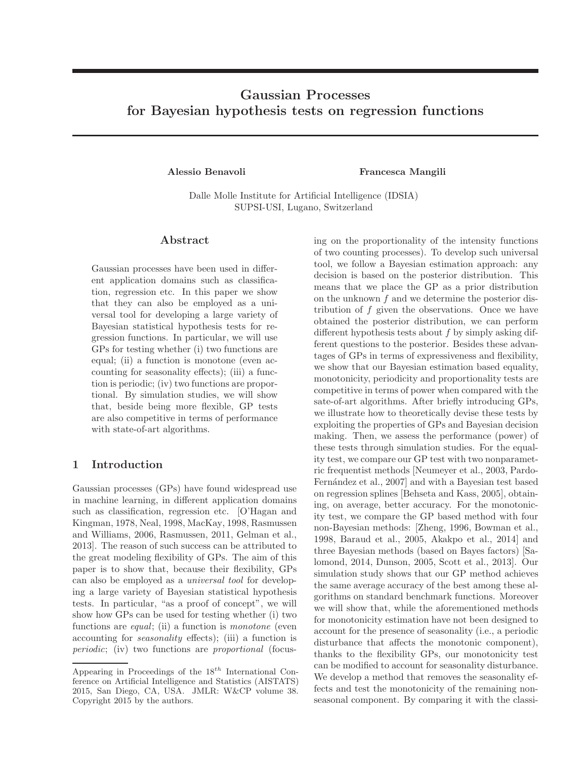# Gaussian Processes for Bayesian hypothesis tests on regression functions

**Alessio Benavoli** **Francesca Mangili**

Dalle Molle Institute for Artificial Intelligence (IDSIA)
SUPSI-USI, Lugano, Switzerland

## Abstract

Gaussian processes have been used in different application domains such as classification, regression etc. In this paper we show that they can also be employed as a universal tool for developing a large variety of Bayesian statistical hypothesis tests for regression functions. In particular, we will use GPs for testing whether (i) two functions are equal; (ii) a function is monotone (even accounting for seasonality effects); (iii) a function is periodic; (iv) two functions are proportional. By simulation studies, we will show that, beside being more flexible, GP tests are also competitive in terms of performance with state-of-art algorithms.

## 1 Introduction

Gaussian processes (GPs) have found widespread use in machine learning, in different application domains such as classification, regression etc. [O'Hagan and Kingman, 1978, Neal, 1998, MacKay, 1998, Rasmussen and Williams, 2006, Rasmussen, 2011, Gelman et al., 2013]. The reason of such success can be attributed to the great modeling flexibility of GPs. The aim of this paper is to show that, because their flexibility, GPs can also be employed as a *universal tool* for developing a large variety of Bayesian statistical hypothesis tests. In particular, "as a proof of concept", we will show how GPs can be used for testing whether (i) two functions are *equal*; (ii) a function is *monotone* (even accounting for *seasonality* effects); (iii) a function is *periodic*; (iv) two functions are *proportional* (focusing on the proportionality of the intensity functions of two counting processes). To develop such universal tool, we follow a Bayesian estimation approach: any decision is based on the posterior distribution. This means that we place the GP as a prior distribution on the unknown $f$ and we determine the posterior distribution of $f$ given the observations. Once we have obtained the posterior distribution, we can perform different hypothesis tests about $f$ by simply asking different questions to the posterior. Besides these advantages of GPs in terms of expressiveness and flexibility, we show that our Bayesian estimation based equality, monotonicity, periodicity and proportionality tests are competitive in terms of power when compared with the sate-of-art algorithms. After briefly introducing GPs, we illustrate how to theoretically devise these tests by exploiting the properties of GPs and Bayesian decision making. Then, we assess the performance (power) of these tests through simulation studies. For the equality test, we compare our GP test with two nonparametric frequentist methods [Neumeyer et al., 2003, Pardo-Fernández et al., 2007] and with a Bayesian test based on regression splines [Behseta and Kass, 2005], obtaining, on average, better accuracy. For the monotonicity test, we compare the GP based method with four non-Bayesian methods: [Zheng, 1996, Bowman et al., 1998, Baraud et al., 2005, Akakpo et al., 2014] and three Bayesian methods (based on Bayes factors) [Salomond, 2014, Dunson, 2005, Scott et al., 2013]. Our simulation study shows that our GP method achieves the same average accuracy of the best among these algorithms on standard benchmark functions. Moreover we will show that, while the aforementioned methods for monotonicity estimation have not been designed to account for the presence of seasonality (i.e., a periodic disturbance that affects the monotonic component), thanks to the flexibility GPs, our monotonicity test can be modified to account for seasonality disturbance. We develop a method that removes the seasonality effects and test the monotonicity of the remaining non-seasonal component. By comparing it with the classi-

---

Appearing in Proceedings of the $18^{th}$ International Conference on Artificial Intelligence and Statistics (AISTATS) 2015, San Diego, CA, USA. JMLR: W&CP volume 38. Copyright 2015 by the authors.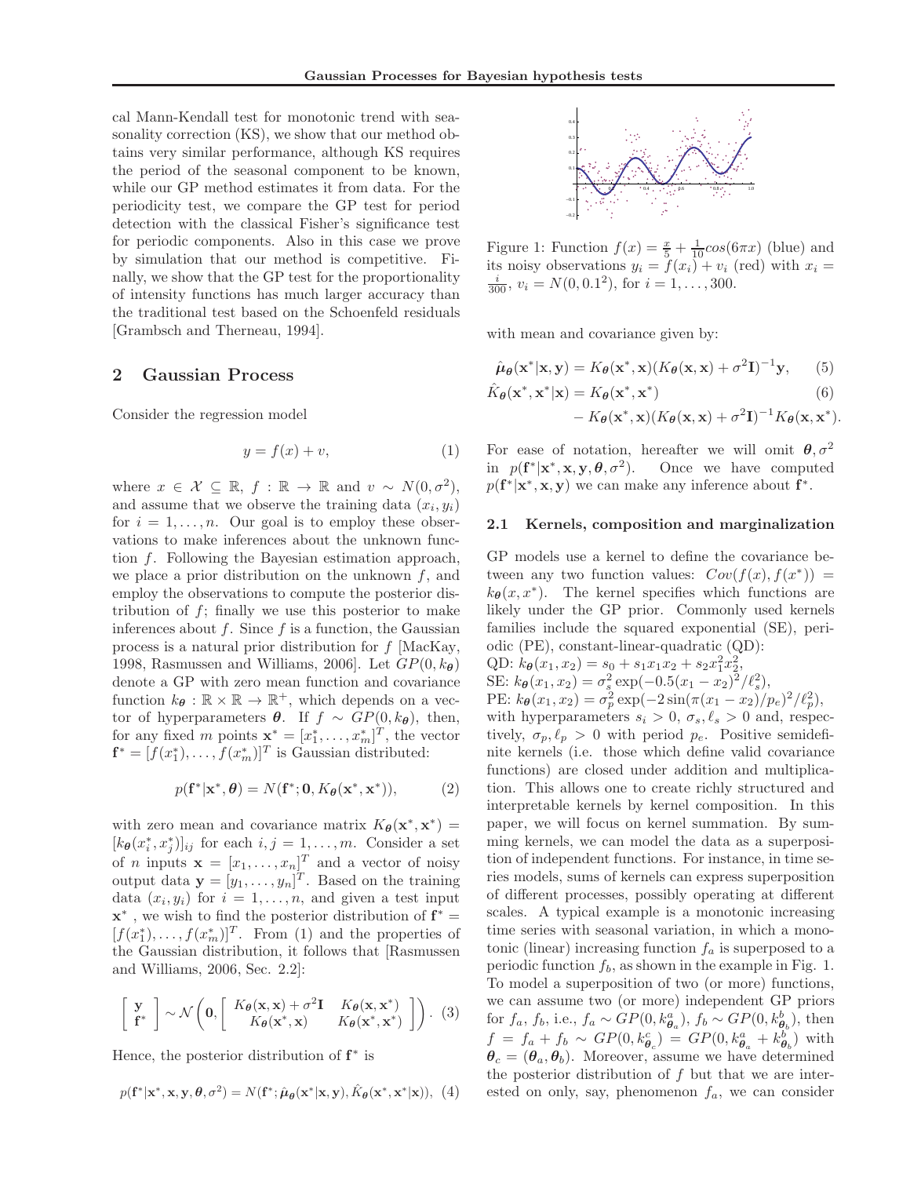cal Mann-Kendall test for monotonic trend with seasonality correction (KS), we show that our method obtains very similar performance, although KS requires the period of the seasonal component to be known, while our GP method estimates it from data. For the periodicity test, we compare the GP test for period detection with the classical Fisher's significance test for periodic components. Also in this case we prove by simulation that our method is competitive. Finally, we show that the GP test for the proportionality of intensity functions has much larger accuracy than the traditional test based on the Schoenfeld residuals [Grambsch and Therneau, 1994].

## 2 Gaussian Process

Consider the regression model

$$y = f(x) + v, \tag{1}$$

where $x \in \mathcal{X} \subseteq \mathbb{R}$, $f : \mathbb{R} \to \mathbb{R}$ and $v \sim N(0, \sigma^2)$, and assume that we observe the training data $(x_i, y_i)$ for $i = 1, \ldots, n$. Our goal is to employ these observations to make inferences about the unknown function $f$. Following the Bayesian estimation approach, we place a prior distribution on the unknown $f$, and employ the observations to compute the posterior distribution of $f$; finally we use this posterior to make inferences about $f$. Since $f$ is a function, the Gaussian process is a natural prior distribution for $f$ [MacKay, 1998, Rasmussen and Williams, 2006]. Let $GP(0, k_{\boldsymbol{\theta}})$ denote a GP with zero mean function and covariance function $k_{\boldsymbol{\theta}} : \mathbb{R} \times \mathbb{R} \to \mathbb{R}^+$, which depends on a vector of hyperparameters $\boldsymbol{\theta}$. If $f \sim GP(0, k_{\boldsymbol{\theta}})$, then, for any fixed $m$ points $\mathbf{x}^* = [x_1^*, \ldots, x_m^*]^T$, the vector $\mathbf{f}^* = [f(x_1^*), \ldots, f(x_m^*)]^T$ is Gaussian distributed:

$$p(\mathbf{f}^* | \mathbf{x}^*, \boldsymbol{\theta}) = N(\mathbf{f}^*; \mathbf{0}, K_{\boldsymbol{\theta}}(\mathbf{x}^*, \mathbf{x}^*)), \tag{2}$$

with zero mean and covariance matrix $K_{\boldsymbol{\theta}}(\mathbf{x}^*, \mathbf{x}^*) = [k_{\boldsymbol{\theta}}(x_i^*, x_j^*)]_{ij}$ for each $i, j = 1, \ldots, m$. Consider a set of $n$ inputs $\mathbf{x} = [x_1, \ldots, x_n]^T$ and a vector of noisy output data $\mathbf{y} = [y_1, \ldots, y_n]^T$. Based on the training data $(x_i, y_i)$ for $i = 1, \ldots, n$, and given a test input $\mathbf{x}^*$ , we wish to find the posterior distribution of $\mathbf{f}^* = [f(x_1^*), \ldots, f(x_m^*)]^T$. From (1) and the properties of the Gaussian distribution, it follows that [Rasmussen and Williams, 2006, Sec. 2.2]:

$$\begin{bmatrix} \mathbf{y} \\ \mathbf{f}^* \end{bmatrix} \sim \mathcal{N}\left(\mathbf{0}, \begin{bmatrix} K_{\boldsymbol{\theta}}(\mathbf{x}, \mathbf{x}) + \sigma^2 \mathbf{I} & K_{\boldsymbol{\theta}}(\mathbf{x}, \mathbf{x}^*) \\ K_{\boldsymbol{\theta}}(\mathbf{x}^*, \mathbf{x}) & K_{\boldsymbol{\theta}}(\mathbf{x}^*, \mathbf{x}^*) \end{bmatrix}\right). \tag{3}$$

Hence, the posterior distribution of $\mathbf{f}^*$ is

$$p(\mathbf{f}^* | \mathbf{x}^*, \mathbf{x}, \mathbf{y}, \boldsymbol{\theta}, \sigma^2) = N(\mathbf{f}^*; \hat{\boldsymbol{\mu}}_{\boldsymbol{\theta}}(\mathbf{x}^* | \mathbf{x}, \mathbf{y}), \hat{K}_{\boldsymbol{\theta}}(\mathbf{x}^*, \mathbf{x}^* | \mathbf{x})), \tag{4}$$

with mean and covariance given by:

$$\hat{\boldsymbol{\mu}}_{\boldsymbol{\theta}}(\mathbf{x}^* | \mathbf{x}, \mathbf{y}) = K_{\boldsymbol{\theta}}(\mathbf{x}^*, \mathbf{x})(K_{\boldsymbol{\theta}}(\mathbf{x}, \mathbf{x}) + \sigma^2 \mathbf{I})^{-1} \mathbf{y}, \tag{5}$$

$$\hat{K}_{\boldsymbol{\theta}}(\mathbf{x}^*, \mathbf{x}^* | \mathbf{x}) = K_{\boldsymbol{\theta}}(\mathbf{x}^*, \mathbf{x}^*) - K_{\boldsymbol{\theta}}(\mathbf{x}^*, \mathbf{x})(K_{\boldsymbol{\theta}}(\mathbf{x}, \mathbf{x}) + \sigma^2 \mathbf{I})^{-1} K_{\boldsymbol{\theta}}(\mathbf{x}, \mathbf{x}^*). \tag{6}$$

For ease of notation, hereafter we will omit $\boldsymbol{\theta}, \sigma^2$ in $p(\mathbf{f}^* | \mathbf{x}^*, \mathbf{x}, \mathbf{y}, \boldsymbol{\theta}, \sigma^2)$. Once we have computed $p(\mathbf{f}^* | \mathbf{x}^*, \mathbf{x}, \mathbf{y})$ we can make any inference about $\mathbf{f}^*$.

Figure 1: Function $f(x) = \frac{x}{5} + \frac{1}{10} cos(6\pi x)$ (blue) and its noisy observations $y_i = f(x_i) + v_i$ (red) with $x_i = \frac{i}{300}$, $v_i = N(0, 0.1^2)$, for $i = 1, \ldots, 300$.

### 2.1 Kernels, composition and marginalization

GP models use a kernel to define the covariance between any two function values: $Cov(f(x), f(x^*)) = k_{\boldsymbol{\theta}}(x, x^*)$. The kernel specifies which functions are likely under the GP prior. Commonly used kernels families include the squared exponential (SE), periodic (PE), constant-linear-quadratic (QD):
QD: $k_{\boldsymbol{\theta}}(x_1, x_2) = s_0 + s_1 x_1 x_2 + s_2 x_1^2 x_2^2$,
SE: $k_{\boldsymbol{\theta}}(x_1, x_2) = \sigma_s^2 \exp(-0.5(x_1 - x_2)^2 / \ell_s^2)$,
PE: $k_{\boldsymbol{\theta}}(x_1, x_2) = \sigma_p^2 \exp(-2 \sin(\pi(x_1 - x_2)/p_e)^2 / \ell_p^2)$,
with hyperparameters $s_i > 0$, $\sigma_s, \ell_s > 0$ and, respectively, $\sigma_p, \ell_p > 0$ with period $p_e$. Positive semidefinite kernels (i.e. those which define valid covariance functions) are closed under addition and multiplication. This allows one to create richly structured and interpretable kernels by kernel composition. In this paper, we will focus on kernel summation. By summing kernels, we can model the data as a superposition of independent functions. For instance, in time series models, sums of kernels can express superposition of different processes, possibly operating at different scales. A typical example is a monotonic increasing time series with seasonal variation, in which a monotonic (linear) increasing function $f_a$ is superposed to a periodic function $f_b$, as shown in the example in Fig. 1. To model a superposition of two (or more) functions, we can assume two (or more) independent GP priors for $f_a$, $f_b$, i.e., $f_a \sim GP(0, k^a_{\boldsymbol{\theta}_a})$, $f_b \sim GP(0, k^b_{\boldsymbol{\theta}_b})$, then $f = f_a + f_b \sim GP(0, k^c_{\boldsymbol{\theta}_c}) = GP(0, k^a_{\boldsymbol{\theta}_a} + k^b_{\boldsymbol{\theta}_b})$ with $\boldsymbol{\theta}_c = (\boldsymbol{\theta}_a, \boldsymbol{\theta}_b)$. Moreover, assume we have determined the posterior distribution of $f$ but that we are interested on only, say, phenomenon $f_a$, we can consider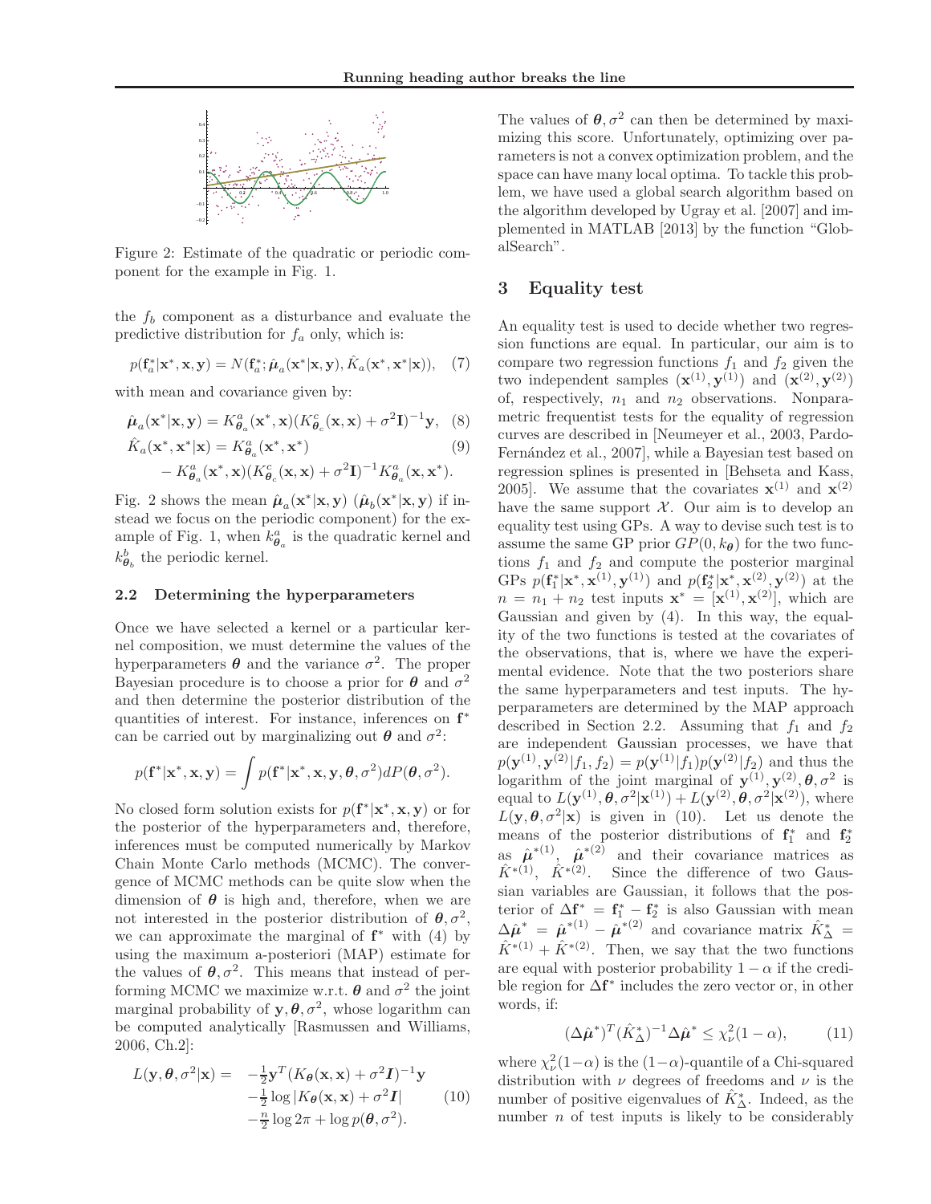Figure 2: Estimate of the quadratic or periodic component for the example in Fig. 1.

the $f_b$ component as a disturbance and evaluate the predictive distribution for $f_a$ only, which is:

$$p(\mathbf{f}_a^*|\mathbf{x}^*, \mathbf{x}, \mathbf{y}) = N(\mathbf{f}_a^*; \hat{\boldsymbol{\mu}}_a(\mathbf{x}^*|\mathbf{x}, \mathbf{y}), \hat{K}_a(\mathbf{x}^*, \mathbf{x}^*|\mathbf{x})), \quad (7)$$

with mean and covariance given by:

$$\hat{\boldsymbol{\mu}}_a(\mathbf{x}^*|\mathbf{x}, \mathbf{y}) = K^a_{\boldsymbol{\theta}_a}(\mathbf{x}^*, \mathbf{x})(K^c_{\boldsymbol{\theta}_c}(\mathbf{x}, \mathbf{x}) + \sigma^2\mathbf{I})^{-1}\mathbf{y}, \quad (8)$$

$$\begin{aligned}\hat{K}_a(\mathbf{x}^*, \mathbf{x}^*|\mathbf{x}) &= K^a_{\boldsymbol{\theta}_a}(\mathbf{x}^*, \mathbf{x}^*) \quad (9)\\ &- K^a_{\boldsymbol{\theta}_a}(\mathbf{x}^*, \mathbf{x})(K^c_{\boldsymbol{\theta}_c}(\mathbf{x}, \mathbf{x}) + \sigma^2\mathbf{I})^{-1}K^a_{\boldsymbol{\theta}_a}(\mathbf{x}, \mathbf{x}^*).\end{aligned}$$

Fig. 2 shows the mean $\hat{\boldsymbol{\mu}}_a(\mathbf{x}^*|\mathbf{x}, \mathbf{y})$ ($\hat{\boldsymbol{\mu}}_b(\mathbf{x}^*|\mathbf{x}, \mathbf{y})$ if instead we focus on the periodic component) for the example of Fig. 1, when $k^a_{\boldsymbol{\theta}_a}$ is the quadratic kernel and $k^b_{\boldsymbol{\theta}_b}$ the periodic kernel.

### 2.2 Determining the hyperparameters

Once we have selected a kernel or a particular kernel composition, we must determine the values of the hyperparameters $\boldsymbol{\theta}$ and the variance $\sigma^2$. The proper Bayesian procedure is to choose a prior for $\boldsymbol{\theta}$ and $\sigma^2$ and then determine the posterior distribution of the quantities of interest. For instance, inferences on $\mathbf{f}^*$ can be carried out by marginalizing out $\boldsymbol{\theta}$ and $\sigma^2$:

$$p(\mathbf{f}^*|\mathbf{x}^*, \mathbf{x}, \mathbf{y}) = \int p(\mathbf{f}^*|\mathbf{x}^*, \mathbf{x}, \mathbf{y}, \boldsymbol{\theta}, \sigma^2) dP(\boldsymbol{\theta}, \sigma^2).$$

No closed form solution exists for $p(\mathbf{f}^*|\mathbf{x}^*, \mathbf{x}, \mathbf{y})$ or for the posterior of the hyperparameters and, therefore, inferences must be computed numerically by Markov Chain Monte Carlo methods (MCMC). The convergence of MCMC methods can be quite slow when the dimension of $\boldsymbol{\theta}$ is high and, therefore, when we are not interested in the posterior distribution of $\boldsymbol{\theta}, \sigma^2$, we can approximate the marginal of $\mathbf{f}^*$ with (4) by using the maximum a-posteriori (MAP) estimate for the values of $\boldsymbol{\theta}, \sigma^2$. This means that instead of performing MCMC we maximize w.r.t. $\boldsymbol{\theta}$ and $\sigma^2$ the joint marginal probability of $\mathbf{y}, \boldsymbol{\theta}, \sigma^2$, whose logarithm can be computed analytically [Rasmussen and Williams, 2006, Ch.2]:

$$\begin{aligned}L(\mathbf{y}, \boldsymbol{\theta}, \sigma^2|\mathbf{x}) = &-\tfrac{1}{2}\mathbf{y}^T(K_{\boldsymbol{\theta}}(\mathbf{x}, \mathbf{x}) + \sigma^2\boldsymbol{I})^{-1}\mathbf{y}\\ &-\tfrac{1}{2}\log|K_{\boldsymbol{\theta}}(\mathbf{x}, \mathbf{x}) + \sigma^2\boldsymbol{I}| \quad (10)\\ &-\tfrac{n}{2}\log 2\pi + \log p(\boldsymbol{\theta}, \sigma^2).\end{aligned}$$

The values of $\boldsymbol{\theta}, \sigma^2$ can then be determined by maximizing this score. Unfortunately, optimizing over parameters is not a convex optimization problem, and the space can have many local optima. To tackle this problem, we have used a global search algorithm based on the algorithm developed by Ugray et al. [2007] and implemented in MATLAB [2013] by the function "GlobalSearch".

## 3 Equality test

An equality test is used to decide whether two regression functions are equal. In particular, our aim is to compare two regression functions $f_1$ and $f_2$ given the two independent samples $(\mathbf{x}^{(1)}, \mathbf{y}^{(1)})$ and $(\mathbf{x}^{(2)}, \mathbf{y}^{(2)})$ of, respectively, $n_1$ and $n_2$ observations. Nonparametric frequentist tests for the equality of regression curves are described in [Neumeyer et al., 2003, Pardo-Fernández et al., 2007], while a Bayesian test based on regression splines is presented in [Behseta and Kass, 2005]. We assume that the covariates $\mathbf{x}^{(1)}$ and $\mathbf{x}^{(2)}$ have the same support $\mathcal{X}$. Our aim is to develop an equality test using GPs. A way to devise such test is to assume the same GP prior $GP(0, k_{\boldsymbol{\theta}})$ for the two functions $f_1$ and $f_2$ and compute the posterior marginal GPs $p(\mathbf{f}_1^*|\mathbf{x}^*, \mathbf{x}^{(1)}, \mathbf{y}^{(1)})$ and $p(\mathbf{f}_2^*|\mathbf{x}^*, \mathbf{x}^{(2)}, \mathbf{y}^{(2)})$ at the $n = n_1 + n_2$ test inputs $\mathbf{x}^* = [\mathbf{x}^{(1)}, \mathbf{x}^{(2)}]$, which are Gaussian and given by (4). In this way, the equality of the two functions is tested at the covariates of the observations, that is, where we have the experimental evidence. Note that the two posteriors share the same hyperparameters and test inputs. The hyperparameters are determined by the MAP approach described in Section 2.2. Assuming that $f_1$ and $f_2$ are independent Gaussian processes, we have that $p(\mathbf{y}^{(1)}, \mathbf{y}^{(2)}|f_1, f_2) = p(\mathbf{y}^{(1)}|f_1)p(\mathbf{y}^{(2)}|f_2)$ and thus the logarithm of the joint marginal of $\mathbf{y}^{(1)}, \mathbf{y}^{(2)}, \boldsymbol{\theta}, \sigma^2$ is equal to $L(\mathbf{y}^{(1)}, \boldsymbol{\theta}, \sigma^2|\mathbf{x}^{(1)}) + L(\mathbf{y}^{(2)}, \boldsymbol{\theta}, \sigma^2|\mathbf{x}^{(2)})$, where $L(\mathbf{y}, \boldsymbol{\theta}, \sigma^2|\mathbf{x})$ is given in (10). Let us denote the means of the posterior distributions of $\mathbf{f}_1^*$ and $\mathbf{f}_2^*$ as $\hat{\boldsymbol{\mu}}^{*(1)}$, $\hat{\boldsymbol{\mu}}^{*(2)}$ and their covariance matrices as $\hat{K}^{*(1)}$, $\hat{K}^{*(2)}$. Since the difference of two Gaussian variables are Gaussian, it follows that the posterior of $\Delta\mathbf{f}^* = \mathbf{f}_1^* - \mathbf{f}_2^*$ is also Gaussian with mean $\Delta\hat{\boldsymbol{\mu}}^* = \hat{\boldsymbol{\mu}}^{*(1)} - \hat{\boldsymbol{\mu}}^{*(2)}$ and covariance matrix $\hat{K}^*_\Delta = \hat{K}^{*(1)} + \hat{K}^{*(2)}$. Then, we say that the two functions are equal with posterior probability $1 - \alpha$ if the credible region for $\Delta\mathbf{f}^*$ includes the zero vector or, in other words, if:

$$(\Delta\hat{\boldsymbol{\mu}}^*)^T(\hat{K}^*_\Delta)^{-1}\Delta\hat{\boldsymbol{\mu}}^* \leq \chi^2_\nu(1 - \alpha), \quad (11)$$

where $\chi^2_\nu(1-\alpha)$ is the $(1-\alpha)$-quantile of a Chi-squared distribution with $\nu$ degrees of freedoms and $\nu$ is the number of positive eigenvalues of $\hat{K}^*_\Delta$. Indeed, as the number $n$ of test inputs is likely to be considerably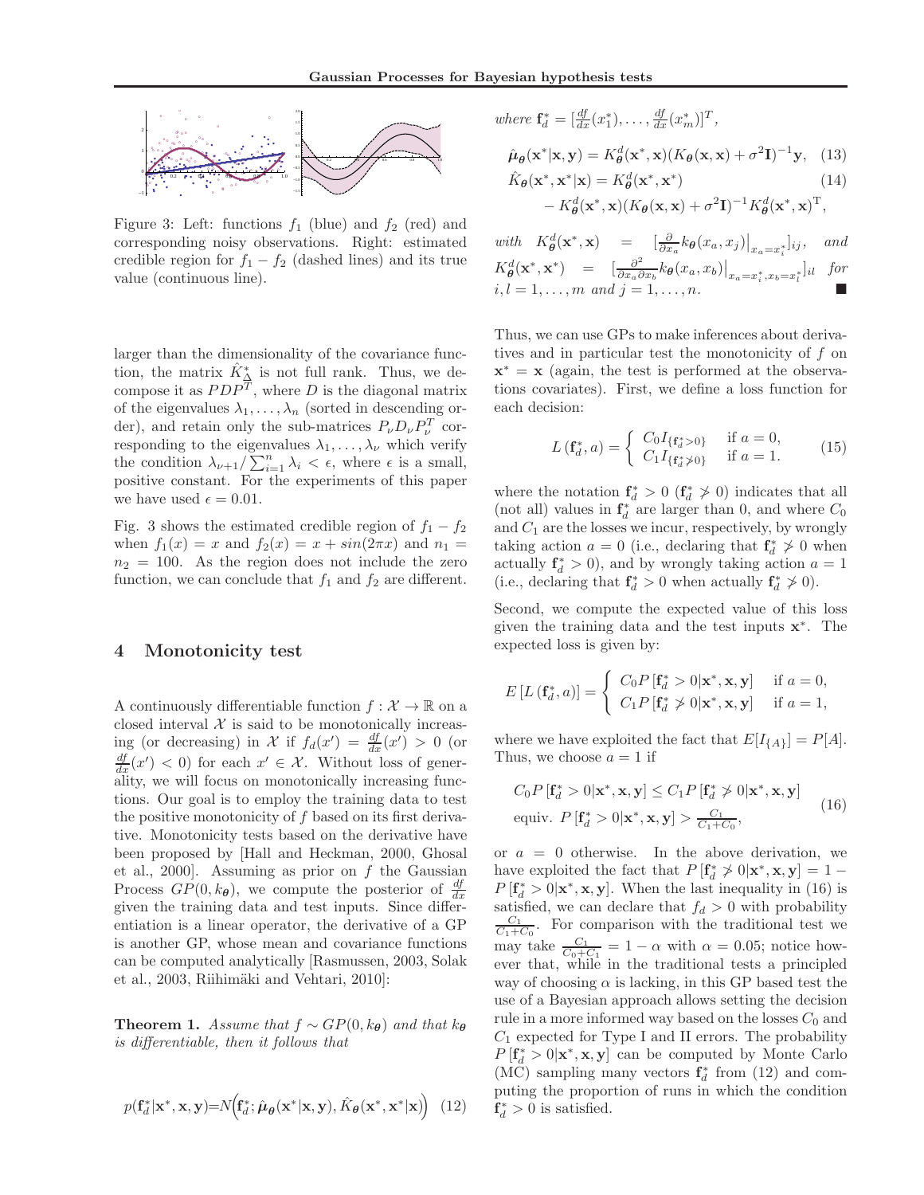Figure 3: Left: functions $f_1$ (blue) and $f_2$ (red) and corresponding noisy observations. Right: estimated credible region for $f_1 - f_2$ (dashed lines) and its true value (continuous line).

larger than the dimensionality of the covariance function, the matrix $\hat{K}^*_\Delta$ is not full rank. Thus, we decompose it as $PDP^T$, where $D$ is the diagonal matrix of the eigenvalues $\lambda_1, \ldots, \lambda_n$ (sorted in descending order), and retain only the sub-matrices $P_\nu D_\nu P_\nu^T$ corresponding to the eigenvalues $\lambda_1, \ldots, \lambda_\nu$ which verify the condition $\lambda_{\nu+1}/\sum_{i=1}^n \lambda_i < \epsilon$, where $\epsilon$ is a small, positive constant. For the experiments of this paper we have used $\epsilon = 0.01$.

Fig. 3 shows the estimated credible region of $f_1 - f_2$ when $f_1(x) = x$ and $f_2(x) = x + sin(2\pi x)$ and $n_1 = n_2 = 100$. As the region does not include the zero function, we can conclude that $f_1$ and $f_2$ are different.

## 4 Monotonicity test

A continuously differentiable function $f : \mathcal{X} \to \mathbb{R}$ on a closed interval $\mathcal{X}$ is said to be monotonically increasing (or decreasing) in $\mathcal{X}$ if $f_d(x') = \frac{df}{dx}(x') > 0$ (or $\frac{df}{dx}(x') < 0$) for each $x' \in \mathcal{X}$. Without loss of generality, we will focus on monotonically increasing functions. Our goal is to employ the training data to test the positive monotonicity of $f$ based on its first derivative. Monotonicity tests based on the derivative have been proposed by [Hall and Heckman, 2000, Ghosal et al., 2000]. Assuming as prior on $f$ the Gaussian Process $GP(0, k_{\boldsymbol{\theta}})$, we compute the posterior of $\frac{df}{dx}$ given the training data and test inputs. Since differentiation is a linear operator, the derivative of a GP is another GP, whose mean and covariance functions can be computed analytically [Rasmussen, 2003, Solak et al., 2003, Riihimäki and Vehtari, 2010]:

**Theorem 1.** *Assume that $f \sim GP(0, k_{\boldsymbol{\theta}})$ and that $k_{\boldsymbol{\theta}}$ is differentiable, then it follows that*

$$p(\mathbf{f}^*_d|\mathbf{x}^*, \mathbf{x}, \mathbf{y}) = N\Big(\mathbf{f}^*_d; \hat{\boldsymbol{\mu}}_{\boldsymbol{\theta}}(\mathbf{x}^*|\mathbf{x}, \mathbf{y}), \hat{K}_{\boldsymbol{\theta}}(\mathbf{x}^*, \mathbf{x}^*|\mathbf{x})\Big) \quad (12)$$

*where* $\mathbf{f}^*_d = [\frac{df}{dx}(x^*_1), \ldots, \frac{df}{dx}(x^*_m)]^T$,

$$\hat{\boldsymbol{\mu}}_{\boldsymbol{\theta}}(\mathbf{x}^*|\mathbf{x}, \mathbf{y}) = K^d_{\boldsymbol{\theta}}(\mathbf{x}^*, \mathbf{x})(K_{\boldsymbol{\theta}}(\mathbf{x}, \mathbf{x}) + \sigma^2 \mathbf{I})^{-1}\mathbf{y}, \quad (13)$$

$$\hat{K}_{\boldsymbol{\theta}}(\mathbf{x}^*, \mathbf{x}^*|\mathbf{x}) = K^d_{\boldsymbol{\theta}}(\mathbf{x}^*, \mathbf{x}^*) \quad (14)$$
$$- K^d_{\boldsymbol{\theta}}(\mathbf{x}^*, \mathbf{x})(K_{\boldsymbol{\theta}}(\mathbf{x}, \mathbf{x}) + \sigma^2 \mathbf{I})^{-1} K^d_{\boldsymbol{\theta}}(\mathbf{x}^*, \mathbf{x})^{\mathrm{T}},$$

*with* $K^d_{\boldsymbol{\theta}}(\mathbf{x}^*, \mathbf{x}) = [\frac{\partial}{\partial x_a} k_{\boldsymbol{\theta}}(x_a, x_j)\big|_{x_a = x^*_i}]_{ij}$, *and* $K^d_{\boldsymbol{\theta}}(\mathbf{x}^*, \mathbf{x}^*) = [\frac{\partial^2}{\partial x_a \partial x_b} k_{\boldsymbol{\theta}}(x_a, x_b)\big|_{x_a = x^*_i, x_b = x^*_l}]_{il}$ *for* $i, l = 1, \ldots, m$ *and* $j = 1, \ldots, n$. ∎

Thus, we can use GPs to make inferences about derivatives and in particular test the monotonicity of $f$ on $\mathbf{x}^* = \mathbf{x}$ (again, the test is performed at the observations covariates). First, we define a loss function for each decision:

$$L(\mathbf{f}^*_d, a) = \begin{cases} C_0 I_{\{\mathbf{f}^*_d > 0\}} & \text{if } a = 0, \\ C_1 I_{\{\mathbf{f}^*_d \not> 0\}} & \text{if } a = 1. \end{cases} \quad (15)$$

where the notation $\mathbf{f}^*_d > 0$ ($\mathbf{f}^*_d \not> 0$) indicates that all (not all) values in $\mathbf{f}^*_d$ are larger than 0, and where $C_0$ and $C_1$ are the losses we incur, respectively, by wrongly taking action $a = 0$ (i.e., declaring that $\mathbf{f}^*_d \not> 0$ when actually $\mathbf{f}^*_d > 0$), and by wrongly taking action $a = 1$ (i.e., declaring that $\mathbf{f}^*_d > 0$ when actually $\mathbf{f}^*_d \not> 0$).

Second, we compute the expected value of this loss given the training data and the test inputs $\mathbf{x}^*$. The expected loss is given by:

$$E[L(\mathbf{f}^*_d, a)] = \begin{cases} C_0 P[\mathbf{f}^*_d > 0|\mathbf{x}^*, \mathbf{x}, \mathbf{y}] & \text{if } a = 0, \\ C_1 P[\mathbf{f}^*_d \not> 0|\mathbf{x}^*, \mathbf{x}, \mathbf{y}] & \text{if } a = 1, \end{cases}$$

where we have exploited the fact that $E[I_{\{A\}}] = P[A]$. Thus, we choose $a = 1$ if

$$\begin{aligned} &C_0 P[\mathbf{f}^*_d > 0|\mathbf{x}^*, \mathbf{x}, \mathbf{y}] \leq C_1 P[\mathbf{f}^*_d \not> 0|\mathbf{x}^*, \mathbf{x}, \mathbf{y}] \\ &\text{equiv. } P[\mathbf{f}^*_d > 0|\mathbf{x}^*, \mathbf{x}, \mathbf{y}] > \tfrac{C_1}{C_1 + C_0}, \end{aligned} \quad (16)$$

or $a = 0$ otherwise. In the above derivation, we have exploited the fact that $P[\mathbf{f}^*_d \not> 0|\mathbf{x}^*, \mathbf{x}, \mathbf{y}] = 1 - P[\mathbf{f}^*_d > 0|\mathbf{x}^*, \mathbf{x}, \mathbf{y}]$. When the last inequality in (16) is satisfied, we can declare that $f_d > 0$ with probability $\frac{C_1}{C_1 + C_0}$. For comparison with the traditional test we may take $\frac{C_1}{C_0 + C_1} = 1 - \alpha$ with $\alpha = 0.05$; notice however that, while in the traditional tests a principled way of choosing $\alpha$ is lacking, in this GP based test the use of a Bayesian approach allows setting the decision rule in a more informed way based on the losses $C_0$ and $C_1$ expected for Type I and II errors. The probability $P[\mathbf{f}^*_d > 0|\mathbf{x}^*, \mathbf{x}, \mathbf{y}]$ can be computed by Monte Carlo (MC) sampling many vectors $\mathbf{f}^*_d$ from (12) and computing the proportion of runs in which the condition $\mathbf{f}^*_d > 0$ is satisfied.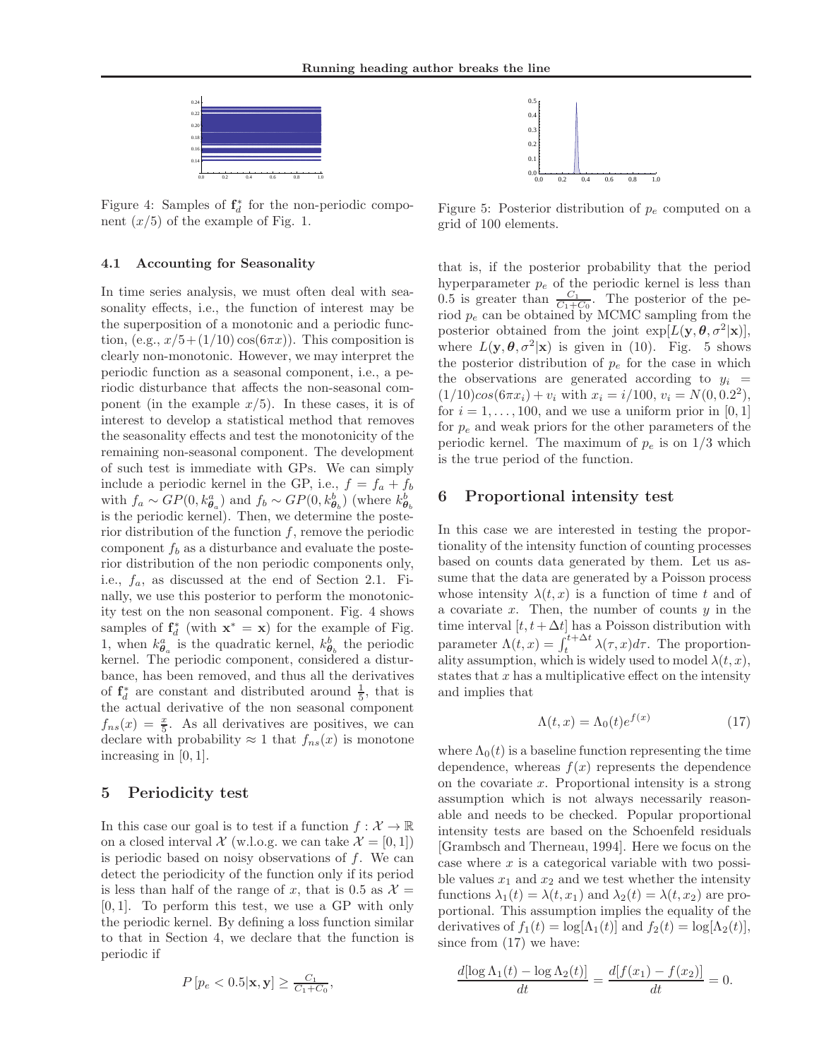Figure 4: Samples of $\mathbf{f}_d^*$ for the non-periodic component $(x/5)$ of the example of Fig. 1.

### 4.1 Accounting for Seasonality

In time series analysis, we must often deal with seasonality effects, i.e., the function of interest may be the superposition of a monotonic and a periodic function, (e.g., $x/5 + (1/10)\cos(6\pi x)$). This composition is clearly non-monotonic. However, we may interpret the periodic function as a seasonal component, i.e., a periodic disturbance that affects the non-seasonal component (in the example $x/5$). In these cases, it is of interest to develop a statistical method that removes the seasonality effects and test the monotonicity of the remaining non-seasonal component. The development of such test is immediate with GPs. We can simply include a periodic kernel in the GP, i.e., $f = f_a + f_b$ with $f_a \sim GP(0, k^a_{\boldsymbol{\theta}_a})$ and $f_b \sim GP(0, k^b_{\boldsymbol{\theta}_b})$ (where $k^b_{\boldsymbol{\theta}_b}$ is the periodic kernel). Then, we determine the posterior distribution of the function $f$, remove the periodic component $f_b$ as a disturbance and evaluate the posterior distribution of the non periodic components only, i.e., $f_a$, as discussed at the end of Section 2.1. Finally, we use this posterior to perform the monotonicity test on the non seasonal component. Fig. 4 shows samples of $\mathbf{f}_d^*$ (with $\mathbf{x}^* = \mathbf{x}$) for the example of Fig. 1, when $k^a_{\boldsymbol{\theta}_a}$ is the quadratic kernel, $k^b_{\boldsymbol{\theta}_b}$ the periodic kernel. The periodic component, considered a disturbance, has been removed, and thus all the derivatives of $\mathbf{f}_d^*$ are constant and distributed around $\frac{1}{5}$, that is the actual derivative of the non seasonal component $f_{ns}(x) = \frac{x}{5}$. As all derivatives are positives, we can declare with probability $\approx 1$ that $f_{ns}(x)$ is monotone increasing in $[0, 1]$.

## 5 Periodicity test

In this case our goal is to test if a function $f : \mathcal{X} \to \mathbb{R}$ on a closed interval $\mathcal{X}$ (w.l.o.g. we can take $\mathcal{X} = [0, 1]$) is periodic based on noisy observations of $f$. We can detect the periodicity of the function only if its period is less than half of the range of $x$, that is 0.5 as $\mathcal{X} = [0, 1]$. To perform this test, we use a GP with only the periodic kernel. By defining a loss function similar to that in Section 4, we declare that the function is periodic if

$$P\left[p_e < 0.5|\mathbf{x}, \mathbf{y}\right] \geq \frac{C_1}{C_1 + C_0},$$

Figure 5: Posterior distribution of $p_e$ computed on a grid of 100 elements.

that is, if the posterior probability that the period hyperparameter $p_e$ of the periodic kernel is less than 0.5 is greater than $\frac{C_1}{C_1+C_0}$. The posterior of the period $p_e$ can be obtained by MCMC sampling from the posterior obtained from the joint $\exp[L(\mathbf{y}, \boldsymbol{\theta}, \sigma^2|\mathbf{x})]$, where $L(\mathbf{y}, \boldsymbol{\theta}, \sigma^2|\mathbf{x})$ is given in (10). Fig. 5 shows the posterior distribution of $p_e$ for the case in which the observations are generated according to $y_i = (1/10)cos(6\pi x_i) + v_i$ with $x_i = i/100$, $v_i = N(0, 0.2^2)$, for $i = 1, \ldots, 100$, and we use a uniform prior in $[0, 1]$ for $p_e$ and weak priors for the other parameters of the periodic kernel. The maximum of $p_e$ is on $1/3$ which is the true period of the function.

## 6 Proportional intensity test

In this case we are interested in testing the proportionality of the intensity function of counting processes based on counts data generated by them. Let us assume that the data are generated by a Poisson process whose intensity $\lambda(t, x)$ is a function of time $t$ and of a covariate $x$. Then, the number of counts $y$ in the time interval $[t, t + \Delta t]$ has a Poisson distribution with parameter $\Lambda(t, x) = \int_t^{t+\Delta t} \lambda(\tau, x)d\tau$. The proportionality assumption, which is widely used to model $\lambda(t, x)$, states that $x$ has a multiplicative effect on the intensity and implies that

$$\Lambda(t, x) = \Lambda_0(t)e^{f(x)} \tag{17}$$

where $\Lambda_0(t)$ is a baseline function representing the time dependence, whereas $f(x)$ represents the dependence on the covariate $x$. Proportional intensity is a strong assumption which is not always necessarily reasonable and needs to be checked. Popular proportional intensity tests are based on the Schoenfeld residuals [Grambsch and Therneau, 1994]. Here we focus on the case where $x$ is a categorical variable with two possible values $x_1$ and $x_2$ and we test whether the intensity functions $\lambda_1(t) = \lambda(t, x_1)$ and $\lambda_2(t) = \lambda(t, x_2)$ are proportional. This assumption implies the equality of the derivatives of $f_1(t) = \log[\Lambda_1(t)]$ and $f_2(t) = \log[\Lambda_2(t)]$, since from (17) we have:

$$\frac{d[\log \Lambda_1(t) - \log \Lambda_2(t)]}{dt} = \frac{d[f(x_1) - f(x_2)]}{dt} = 0.$$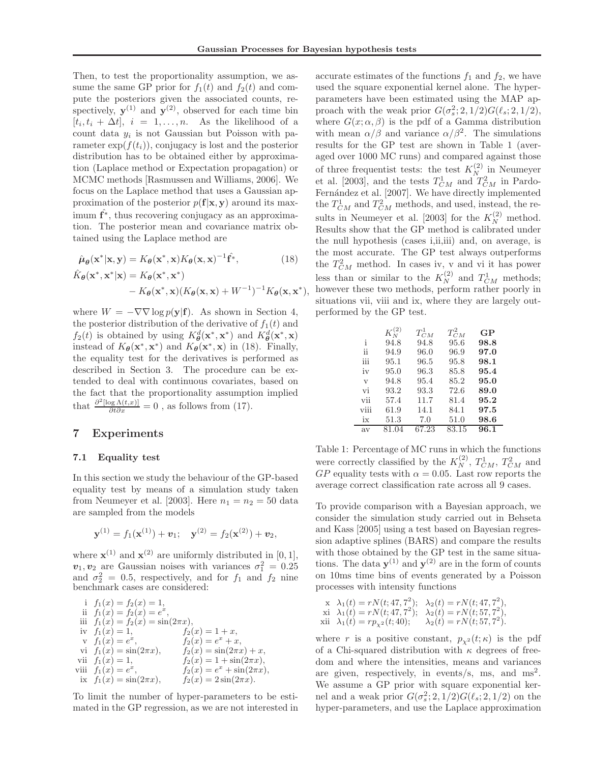Then, to test the proportionality assumption, we assume the same GP prior for $f_1(t)$ and $f_2(t)$ and compute the posteriors given the associated counts, respectively, $\mathbf{y}^{(1)}$ and $\mathbf{y}^{(2)}$, observed for each time bin $[t_i, t_i + \Delta t]$, $i = 1, \ldots, n$. As the likelihood of a count data $y_i$ is not Gaussian but Poisson with parameter $\exp(f(t_i))$, conjugacy is lost and the posterior distribution has to be obtained either by approximation (Laplace method or Expectation propagation) or MCMC methods [Rasmussen and Williams, 2006]. We focus on the Laplace method that uses a Gaussian approximation of the posterior $p(\mathbf{f}|\mathbf{x}, \mathbf{y})$ around its maximum $\hat{\mathbf{f}^*}$, thus recovering conjugacy as an approximation. The posterior mean and covariance matrix obtained using the Laplace method are

$$
\begin{aligned}
\hat{\boldsymbol{\mu}}_{\boldsymbol{\theta}}(\mathbf{x}^*|\mathbf{x}, \mathbf{y}) &= K_{\boldsymbol{\theta}}(\mathbf{x}^*, \mathbf{x}) K_{\boldsymbol{\theta}}(\mathbf{x}, \mathbf{x})^{-1} \hat{\mathbf{f}^*}, \qquad (18)\\
\hat{K}_{\boldsymbol{\theta}}(\mathbf{x}^*, \mathbf{x}^*|\mathbf{x}) &= K_{\boldsymbol{\theta}}(\mathbf{x}^*, \mathbf{x}^*) \\
&\quad - K_{\boldsymbol{\theta}}(\mathbf{x}^*, \mathbf{x})(K_{\boldsymbol{\theta}}(\mathbf{x}, \mathbf{x}) + W^{-1})^{-1} K_{\boldsymbol{\theta}}(\mathbf{x}, \mathbf{x}^*),
\end{aligned}
$$

where $W = -\nabla\nabla \log p(\mathbf{y}|\mathbf{f})$. As shown in Section 4, the posterior distribution of the derivative of $f_1(t)$ and $f_2(t)$ is obtained by using $K^d_{\boldsymbol{\theta}}(\mathbf{x}^*, \mathbf{x}^*)$ and $K^d_{\boldsymbol{\theta}}(\mathbf{x}^*, \mathbf{x})$ instead of $K_{\boldsymbol{\theta}}(\mathbf{x}^*, \mathbf{x}^*)$ and $K_{\boldsymbol{\theta}}(\mathbf{x}^*, \mathbf{x})$ in (18). Finally, the equality test for the derivatives is performed as described in Section 3. The procedure can be extended to deal with continuous covariates, based on the fact that the proportionality assumption implied that $\frac{\partial^2[\log \Lambda(t,x)]}{\partial t \partial x} = 0$ , as follows from (17).

## 7 Experiments

### 7.1 Equality test

In this section we study the behaviour of the GP-based equality test by means of a simulation study taken from Neumeyer et al. [2003]. Here $n_1 = n_2 = 50$ data are sampled from the models

$$
\mathbf{y}^{(1)} = f_1(\mathbf{x}^{(1)}) + \boldsymbol{v}_1; \quad \mathbf{y}^{(2)} = f_2(\mathbf{x}^{(2)}) + \boldsymbol{v}_2,
$$

where $\mathbf{x}^{(1)}$ and $\mathbf{x}^{(2)}$ are uniformly distributed in $[0, 1]$, $\boldsymbol{v}_1, \boldsymbol{v}_2$ are Gaussian noises with variances $\sigma_1^2 = 0.25$ and $\sigma_2^2 = 0.5$, respectively, and for $f_1$ and $f_2$ nine benchmark cases are considered:

- i $f_1(x) = f_2(x) = 1$,
- ii $f_1(x) = f_2(x) = e^x$,
- iii $f_1(x) = f_2(x) = \sin(2\pi x)$,
- iv $f_1(x) = 1$, $\quad f_2(x) = 1 + x$,
- v $f_1(x) = e^x$, $\quad f_2(x) = e^x + x$,
- vi $f_1(x) = \sin(2\pi x)$, $\quad f_2(x) = \sin(2\pi x) + x$,
- vii $f_1(x) = 1$, $\quad f_2(x) = 1 + \sin(2\pi x)$,
- viii $f_1(x) = e^x$, $\quad f_2(x) = e^x + \sin(2\pi x)$,
- ix $f_1(x) = \sin(2\pi x)$, $\quad f_2(x) = 2\sin(2\pi x)$.

To limit the number of hyper-parameters to be estimated in the GP regression, as we are not interested in accurate estimates of the functions $f_1$ and $f_2$, we have used the square exponential kernel alone. The hyper-parameters have been estimated using the MAP approach with the weak prior $G(\sigma_s^2; 2, 1/2)G(\ell_s; 2, 1/2)$, where $G(x; \alpha, \beta)$ is the pdf of a Gamma distribution with mean $\alpha/\beta$ and variance $\alpha/\beta^2$. The simulations results for the GP test are shown in Table 1 (averaged over 1000 MC runs) and compared against those of three frequentist tests: the test $K_N^{(2)}$ in Neumeyer et al. [2003], and the tests $T^1_{CM}$ and $T^2_{CM}$ in Pardo-Fernández et al. [2007]. We have directly implemented the $T^1_{CM}$ and $T^2_{CM}$ methods, and used, instead, the results in Neumeyer et al. [2003] for the $K_N^{(2)}$ method. Results show that the GP method is calibrated under the null hypothesis (cases i,ii,iii) and, on average, is the most accurate. The GP test always outperforms the $T^2_{CM}$ method. In cases iv, v and vi it has power less than or similar to the $K_N^{(2)}$ and $T^1_{CM}$ methods; however these two methods, perform rather poorly in situations vii, viii and ix, where they are largely outperformed by the GP test.

| | $K_N^{(2)}$ | $T^1_{CM}$ | $T^2_{CM}$ | **GP** |
|---|---|---|---|---|
| i | 94.8 | 94.8 | 95.6 | **98.8** |
| ii | 94.9 | 96.0 | 96.9 | **97.0** |
| iii | 95.1 | 96.5 | 95.8 | **98.1** |
| iv | 95.0 | 96.3 | 85.8 | **95.4** |
| v | 94.8 | 95.4 | 85.2 | **95.0** |
| vi | 93.2 | 93.3 | 72.6 | **89.0** |
| vii | 57.4 | 11.7 | 81.4 | **95.2** |
| viii | 61.9 | 14.1 | 84.1 | **97.5** |
| ix | 51.3 | 7.0 | 51.0 | **98.6** |
| av | 81.04 | 67.23 | 83.15 | **96.1** |

Table 1: Percentage of MC runs in which the functions were correctly classified by the $K_N^{(2)}$, $T^1_{CM}$, $T^2_{CM}$ and $GP$ equality tests with $\alpha = 0.05$. Last row reports the average correct classification rate across all 9 cases.

To provide comparison with a Bayesian approach, we consider the simulation study carried out in Behseta and Kass [2005] using a test based on Bayesian regression adaptive splines (BARS) and compare the results with those obtained by the GP test in the same situations. The data $\mathbf{y}^{(1)}$ and $\mathbf{y}^{(2)}$ are in the form of counts on 10ms time bins of events generated by a Poisson processes with intensity functions

- x $\lambda_1(t) = rN(t; 47, 7^2)$; $\quad \lambda_2(t) = rN(t; 47, 7^2)$,
- xi $\lambda_1(t) = rN(t; 47, 7^2)$; $\quad \lambda_2(t) = rN(t; 57, 7^2)$,
- xii $\lambda_1(t) = rp_{\chi^2}(t; 40)$; $\quad \lambda_2(t) = rN(t; 57, 7^2)$.

where $r$ is a positive constant, $p_{\chi^2}(t; \kappa)$ is the pdf of a Chi-squared distribution with $\kappa$ degrees of freedom and where the intensities, means and variances are given, respectively, in events/s, ms, and ms$^2$. We assume a GP prior with square exponential kernel and a weak prior $G(\sigma_s^2; 2, 1/2)G(\ell_s; 2, 1/2)$ on the hyper-parameters, and use the Laplace approximation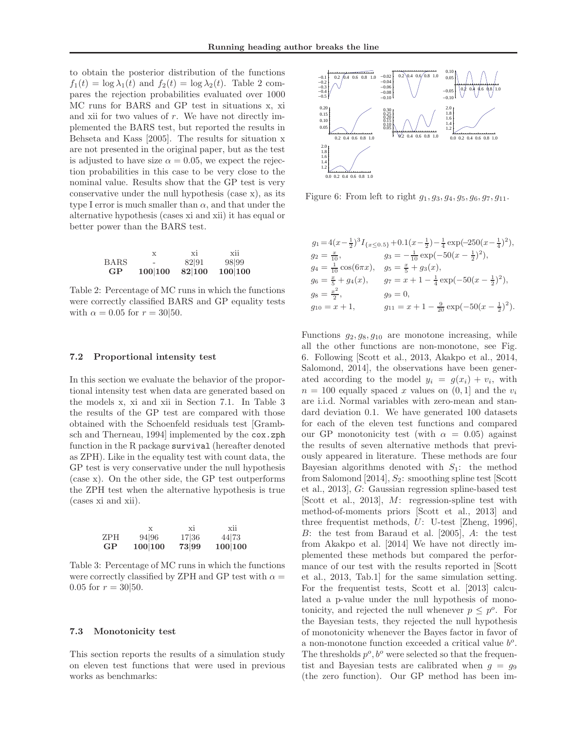to obtain the posterior distribution of the functions $f_1(t) = \log \lambda_1(t)$ and $f_2(t) = \log \lambda_2(t)$. Table 2 compares the rejection probabilities evaluated over 1000 MC runs for BARS and GP test in situations x, xi and xii for two values of $r$. We have not directly implemented the BARS test, but reported the results in Behseta and Kass [2005]. The results for situation x are not presented in the original paper, but as the test is adjusted to have size $\alpha = 0.05$, we expect the rejection probabilities in this case to be very close to the nominal value. Results show that the GP test is very conservative under the null hypothesis (case x), as its type I error is much smaller than $\alpha$, and that under the alternative hypothesis (cases xi and xii) it has equal or better power than the BARS test.

| | x | xi | xii |
|---|---|---|---|
| BARS | - | 82\|91 | 98\|99 |
| **GP** | **100\|100** | **82\|100** | **100\|100** |

Table 2: Percentage of MC runs in which the functions were correctly classified BARS and GP equality tests with $\alpha = 0.05$ for $r = 30|50$.

### 7.2 Proportional intensity test

In this section we evaluate the behavior of the proportional intensity test when data are generated based on the models x, xi and xii in Section 7.1. In Table 3 the results of the GP test are compared with those obtained with the Schoenfeld residuals test [Grambsch and Therneau, 1994] implemented by the `cox.zph` function in the R package `survival` (hereafter denoted as ZPH). Like in the equality test with count data, the GP test is very conservative under the null hypothesis (case x). On the other side, the GP test outperforms the ZPH test when the alternative hypothesis is true (cases xi and xii).

| | x | xi | xii |
|---|---|---|---|
| ZPH | 94\|96 | 17\|36 | 44\|73 |
| **GP** | **100\|100** | **73\|99** | **100\|100** |

Table 3: Percentage of MC runs in which the functions were correctly classified by ZPH and GP test with $\alpha = 0.05$ for $r = 30|50$.

### 7.3 Monotonicity test

This section reports the results of a simulation study on eleven test functions that were used in previous works as benchmarks:

Figure 6: From left to right $g_1, g_3, g_4, g_5, g_6, g_7, g_{11}$.

$$
\begin{aligned}
&g_1 = 4(x-\tfrac{1}{2})^3 I_{\{x\leq 0.5\}} + 0.1(x-\tfrac{1}{2}) - \tfrac{1}{4}\exp(-250(x-\tfrac{1}{4})^2),\\
&g_2 = \tfrac{x}{10}, \qquad g_3 = -\tfrac{1}{10}\exp(-50(x-\tfrac{1}{2})^2),\\
&g_4 = \tfrac{1}{10}\cos(6\pi x), \quad g_5 = \tfrac{x}{5} + g_3(x),\\
&g_6 = \tfrac{x}{5} + g_4(x), \quad g_7 = x + 1 - \tfrac{1}{4}\exp(-50(x-\tfrac{1}{2})^2),\\
&g_8 = \tfrac{x^2}{2}, \qquad g_9 = 0,\\
&g_{10} = x+1, \qquad g_{11} = x + 1 - \tfrac{9}{20}\exp(-50(x-\tfrac{1}{2})^2).
\end{aligned}
$$

Functions $g_2, g_8, g_{10}$ are monotone increasing, while all the other functions are non-monotone, see Fig. 6. Following [Scott et al., 2013, Akakpo et al., 2014, Salomond, 2014], the observations have been generated according to the model $y_i = g(x_i) + v_i$, with $n = 100$ equally spaced $x$ values on $(0, 1]$ and the $v_i$ are i.i.d. Normal variables with zero-mean and standard deviation 0.1. We have generated 100 datasets for each of the eleven test functions and compared our GP monotonicity test (with $\alpha = 0.05$) against the results of seven alternative methods that previously appeared in literature. These methods are four Bayesian algorithms denoted with $S_1$: the method from Salomond [2014], $S_2$: smoothing spline test [Scott et al., 2013], $G$: Gaussian regression spline-based test [Scott et al., 2013], $M$: regression-spline test with method-of-moments priors [Scott et al., 2013] and three frequentist methods, $U$: U-test [Zheng, 1996], $B$: the test from Baraud et al. [2005], $A$: the test from Akakpo et al. [2014] We have not directly implemented these methods but compared the performance of our test with the results reported in [Scott et al., 2013, Tab.1] for the same simulation setting. For the frequentist tests, Scott et al. [2013] calculated a p-value under the null hypothesis of monotonicity, and rejected the null whenever $p \leq p^o$. For the Bayesian tests, they rejected the null hypothesis of monotonicity whenever the Bayes factor in favor of a non-monotone function exceeded a critical value $b^o$. The thresholds $p^o, b^o$ were selected so that the frequentist and Bayesian tests are calibrated when $g = g_9$ (the zero function). Our GP method has been im-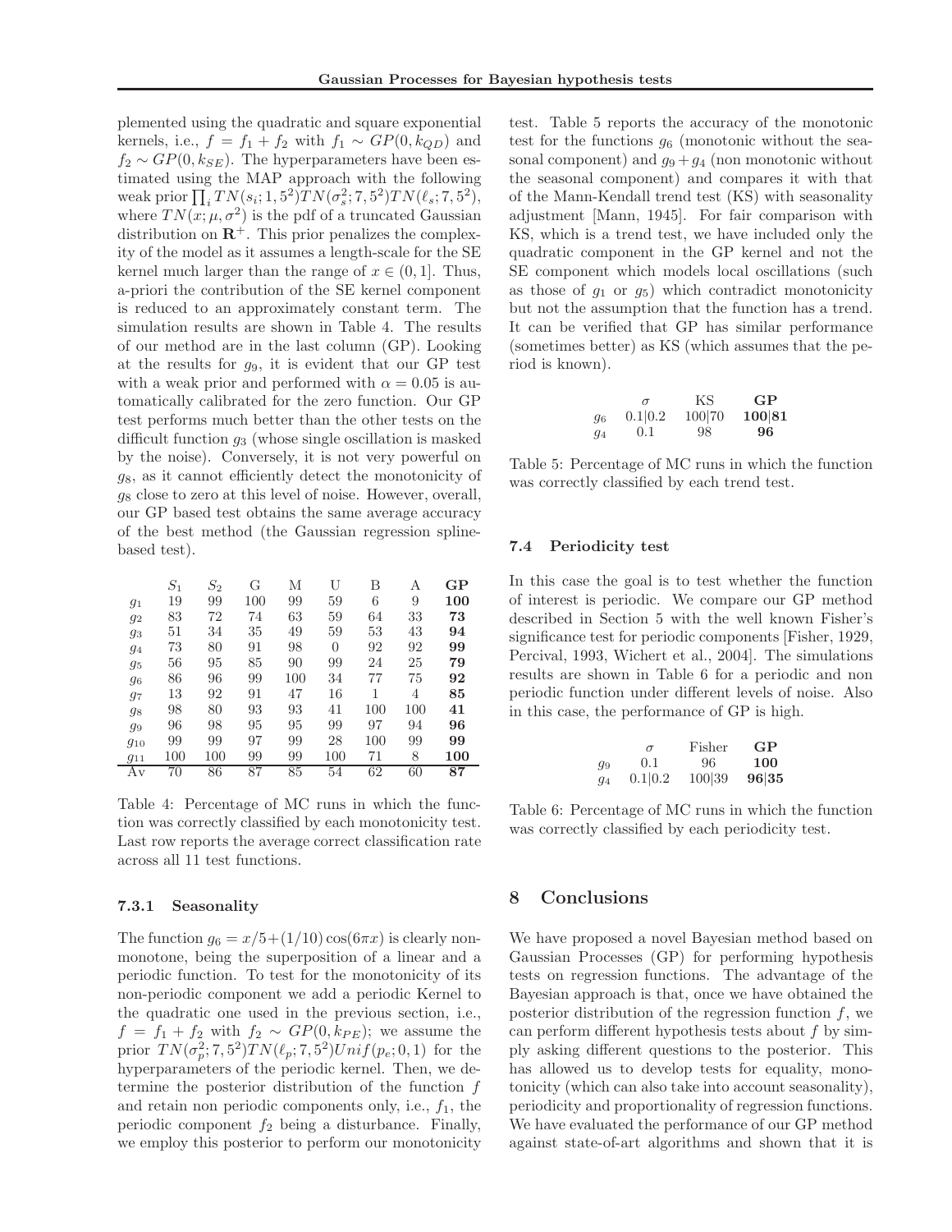plemented using the quadratic and square exponential kernels, i.e., $f = f_1 + f_2$ with $f_1 \sim GP(0, k_{QD})$ and $f_2 \sim GP(0, k_{SE})$. The hyperparameters have been estimated using the MAP approach with the following weak prior $\prod_i TN(s_i; 1, 5^2) TN(\sigma_s^2; 7, 5^2) TN(\ell_s; 7, 5^2)$, where $TN(x; \mu, \sigma^2)$ is the pdf of a truncated Gaussian distribution on $\mathbf{R}^+$. This prior penalizes the complexity of the model as it assumes a length-scale for the SE kernel much larger than the range of $x \in (0, 1]$. Thus, a-priori the contribution of the SE kernel component is reduced to an approximately constant term. The simulation results are shown in Table 4. The results of our method are in the last column (GP). Looking at the results for $g_9$, it is evident that our GP test with a weak prior and performed with $\alpha = 0.05$ is automatically calibrated for the zero function. Our GP test performs much better than the other tests on the difficult function $g_3$ (whose single oscillation is masked by the noise). Conversely, it is not very powerful on $g_8$, as it cannot efficiently detect the monotonicity of $g_8$ close to zero at this level of noise. However, overall, our GP based test obtains the same average accuracy of the best method (the Gaussian regression spline-based test).

| | $S_1$ | $S_2$ | G | M | U | B | A | **GP** |
|---|---|---|---|---|---|---|---|---|
| $g_1$ | 19 | 99 | 100 | 99 | 59 | 6 | 9 | **100** |
| $g_2$ | 83 | 72 | 74 | 63 | 59 | 64 | 33 | **73** |
| $g_3$ | 51 | 34 | 35 | 49 | 59 | 53 | 43 | **94** |
| $g_4$ | 73 | 80 | 91 | 98 | 0 | 92 | 92 | **99** |
| $g_5$ | 56 | 95 | 85 | 90 | 99 | 24 | 25 | **79** |
| $g_6$ | 86 | 96 | 99 | 100 | 34 | 77 | 75 | **92** |
| $g_7$ | 13 | 92 | 91 | 47 | 16 | 1 | 4 | **85** |
| $g_8$ | 98 | 80 | 93 | 93 | 41 | 100 | 100 | **41** |
| $g_9$ | 96 | 98 | 95 | 95 | 99 | 97 | 94 | **96** |
| $g_{10}$ | 99 | 99 | 97 | 99 | 28 | 100 | 99 | **99** |
| $g_{11}$ | 100 | 100 | 99 | 99 | 100 | 71 | 8 | **100** |
| Av | 70 | 86 | 87 | 85 | 54 | 62 | 60 | **87** |

Table 4: Percentage of MC runs in which the function was correctly classified by each monotonicity test. Last row reports the average correct classification rate across all 11 test functions.

### 7.3.1 Seasonality

The function $g_6 = x/5 + (1/10)\cos(6\pi x)$ is clearly non-monotone, being the superposition of a linear and a periodic function. To test for the monotonicity of its non-periodic component we add a periodic Kernel to the quadratic one used in the previous section, i.e., $f = f_1 + f_2$ with $f_2 \sim GP(0, k_{PE})$; we assume the prior $TN(\sigma_p^2; 7, 5^2) TN(\ell_p; 7, 5^2) Unif(p_e; 0, 1)$ for the hyperparameters of the periodic kernel. Then, we determine the posterior distribution of the function $f$ and retain non periodic components only, i.e., $f_1$, the periodic component $f_2$ being a disturbance. Finally, we employ this posterior to perform our monotonicity test. Table 5 reports the accuracy of the monotonic test for the functions $g_6$ (monotonic without the seasonal component) and $g_9 + g_4$ (non monotonic without the seasonal component) and compares it with that of the Mann-Kendall trend test (KS) with seasonality adjustment [Mann, 1945]. For fair comparison with KS, which is a trend test, we have included only the quadratic component in the GP kernel and not the SE component which models local oscillations (such as those of $g_1$ or $g_5$) which contradict monotonicity but not the assumption that the function has a trend. It can be verified that GP has similar performance (sometimes better) as KS (which assumes that the period is known).

| | $\sigma$ | KS | **GP** |
|---|---|---|---|
| $g_6$ | 0.1\|0.2 | 100\|70 | **100\|81** |
| $g_4$ | 0.1 | 98 | **96** |

Table 5: Percentage of MC runs in which the function was correctly classified by each trend test.

## 7.4 Periodicity test

In this case the goal is to test whether the function of interest is periodic. We compare our GP method described in Section 5 with the well known Fisher's significance test for periodic components [Fisher, 1929, Percival, 1993, Wichert et al., 2004]. The simulations results are shown in Table 6 for a periodic and non periodic function under different levels of noise. Also in this case, the performance of GP is high.

| | $\sigma$ | Fisher | **GP** |
|---|---|---|---|
| $g_9$ | 0.1 | 96 | **100** |
| $g_4$ | 0.1\|0.2 | 100\|39 | **96\|35** |

Table 6: Percentage of MC runs in which the function was correctly classified by each periodicity test.

# 8 Conclusions

We have proposed a novel Bayesian method based on Gaussian Processes (GP) for performing hypothesis tests on regression functions. The advantage of the Bayesian approach is that, once we have obtained the posterior distribution of the regression function $f$, we can perform different hypothesis tests about $f$ by simply asking different questions to the posterior. This has allowed us to develop tests for equality, monotonicity (which can also take into account seasonality), periodicity and proportionality of regression functions. We have evaluated the performance of our GP method against state-of-art algorithms and shown that it is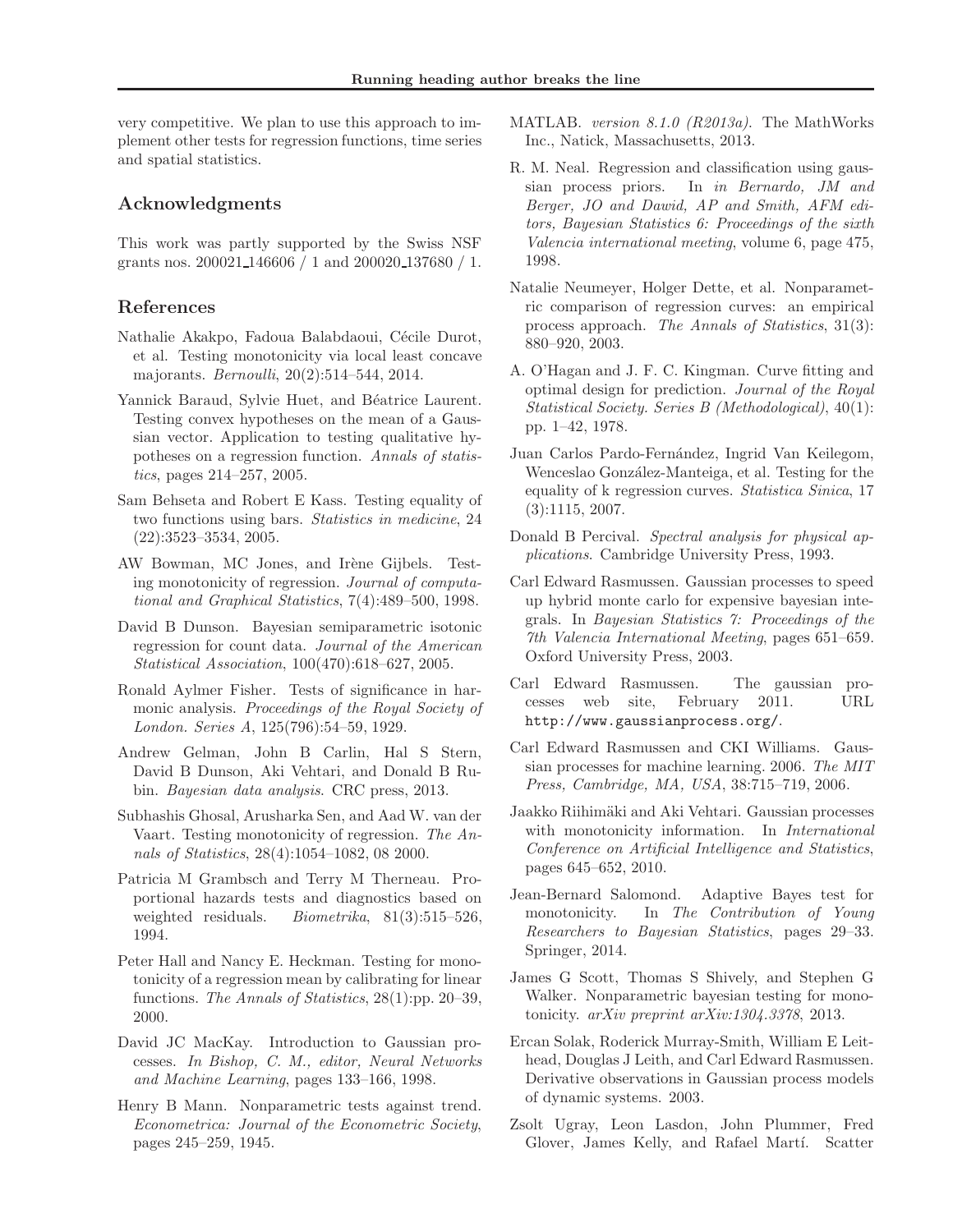very competitive. We plan to use this approach to implement other tests for regression functions, time series and spatial statistics.

## Acknowledgments

This work was partly supported by the Swiss NSF grants nos. 200021_146606 / 1 and 200020_137680 / 1.

## References

Nathalie Akakpo, Fadoua Balabdaoui, Cécile Durot, et al. Testing monotonicity via local least concave majorants. *Bernoulli*, 20(2):514–544, 2014.

Yannick Baraud, Sylvie Huet, and Béatrice Laurent. Testing convex hypotheses on the mean of a Gaussian vector. Application to testing qualitative hypotheses on a regression function. *Annals of statistics*, pages 214–257, 2005.

Sam Behseta and Robert E Kass. Testing equality of two functions using bars. *Statistics in medicine*, 24 (22):3523–3534, 2005.

AW Bowman, MC Jones, and Irène Gijbels. Testing monotonicity of regression. *Journal of computational and Graphical Statistics*, 7(4):489–500, 1998.

David B Dunson. Bayesian semiparametric isotonic regression for count data. *Journal of the American Statistical Association*, 100(470):618–627, 2005.

Ronald Aylmer Fisher. Tests of significance in harmonic analysis. *Proceedings of the Royal Society of London. Series A*, 125(796):54–59, 1929.

Andrew Gelman, John B Carlin, Hal S Stern, David B Dunson, Aki Vehtari, and Donald B Rubin. *Bayesian data analysis*. CRC press, 2013.

Subhashis Ghosal, Arusharka Sen, and Aad W. van der Vaart. Testing monotonicity of regression. *The Annals of Statistics*, 28(4):1054–1082, 08 2000.

Patricia M Grambsch and Terry M Therneau. Proportional hazards tests and diagnostics based on weighted residuals. *Biometrika*, 81(3):515–526, 1994.

Peter Hall and Nancy E. Heckman. Testing for monotonicity of a regression mean by calibrating for linear functions. *The Annals of Statistics*, 28(1):pp. 20–39, 2000.

David JC MacKay. Introduction to Gaussian processes. *In Bishop, C. M., editor, Neural Networks and Machine Learning*, pages 133–166, 1998.

Henry B Mann. Nonparametric tests against trend. *Econometrica: Journal of the Econometric Society*, pages 245–259, 1945.

MATLAB. *version 8.1.0 (R2013a)*. The MathWorks Inc., Natick, Massachusetts, 2013.

R. M. Neal. Regression and classification using gaussian process priors. In *in Bernardo, JM and Berger, JO and Dawid, AP and Smith, AFM editors, Bayesian Statistics 6: Proceedings of the sixth Valencia international meeting*, volume 6, page 475, 1998.

Natalie Neumeyer, Holger Dette, et al. Nonparametric comparison of regression curves: an empirical process approach. *The Annals of Statistics*, 31(3): 880–920, 2003.

A. O'Hagan and J. F. C. Kingman. Curve fitting and optimal design for prediction. *Journal of the Royal Statistical Society. Series B (Methodological)*, 40(1): pp. 1–42, 1978.

Juan Carlos Pardo-Fernández, Ingrid Van Keilegom, Wenceslao González-Manteiga, et al. Testing for the equality of k regression curves. *Statistica Sinica*, 17 (3):1115, 2007.

Donald B Percival. *Spectral analysis for physical applications*. Cambridge University Press, 1993.

Carl Edward Rasmussen. Gaussian processes to speed up hybrid monte carlo for expensive bayesian integrals. In *Bayesian Statistics 7: Proceedings of the 7th Valencia International Meeting*, pages 651–659. Oxford University Press, 2003.

Carl Edward Rasmussen. The gaussian processes web site, February 2011. URL `http://www.gaussianprocess.org/`.

Carl Edward Rasmussen and CKI Williams. Gaussian processes for machine learning. 2006. *The MIT Press, Cambridge, MA, USA*, 38:715–719, 2006.

Jaakko Riihimäki and Aki Vehtari. Gaussian processes with monotonicity information. In *International Conference on Artificial Intelligence and Statistics*, pages 645–652, 2010.

Jean-Bernard Salomond. Adaptive Bayes test for monotonicity. In *The Contribution of Young Researchers to Bayesian Statistics*, pages 29–33. Springer, 2014.

James G Scott, Thomas S Shively, and Stephen G Walker. Nonparametric bayesian testing for monotonicity. *arXiv preprint arXiv:1304.3378*, 2013.

Ercan Solak, Roderick Murray-Smith, William E Leithead, Douglas J Leith, and Carl Edward Rasmussen. Derivative observations in Gaussian process models of dynamic systems. 2003.

Zsolt Ugray, Leon Lasdon, John Plummer, Fred Glover, James Kelly, and Rafael Martí. Scatter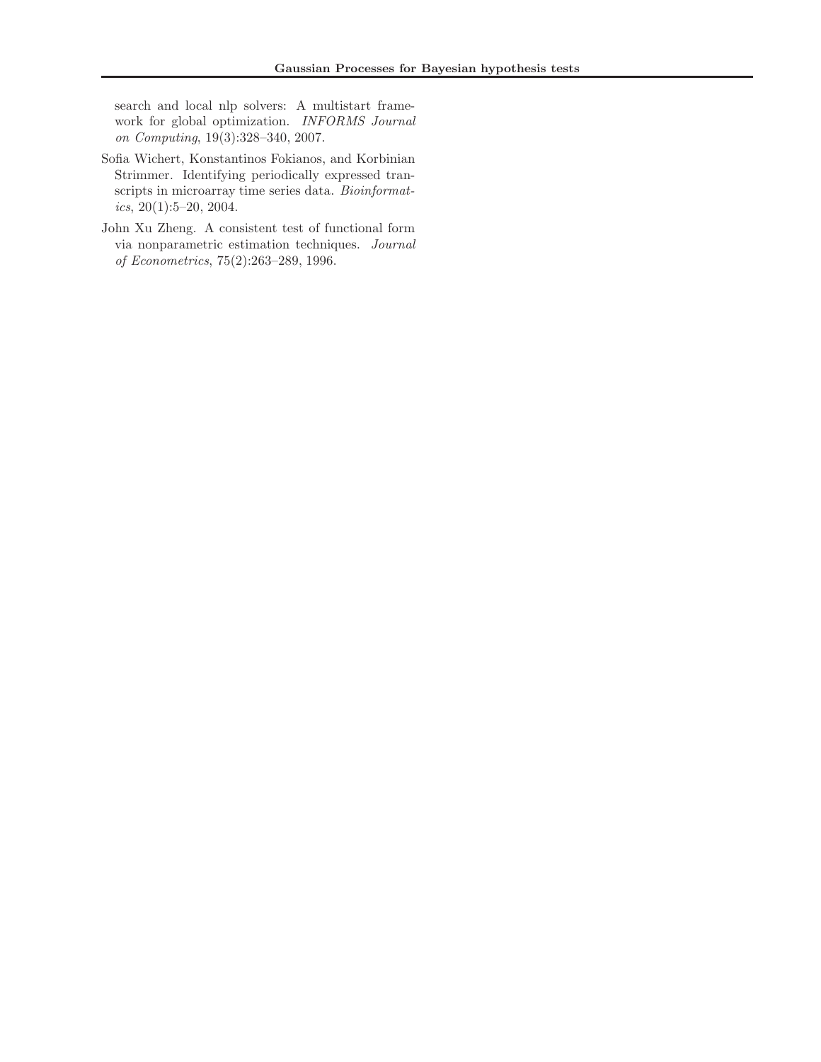search and local nlp solvers: A multistart framework for global optimization. *INFORMS Journal on Computing*, 19(3):328–340, 2007.

Sofia Wichert, Konstantinos Fokianos, and Korbinian Strimmer. Identifying periodically expressed transcripts in microarray time series data. *Bioinformatics*, 20(1):5–20, 2004.

John Xu Zheng. A consistent test of functional form via nonparametric estimation techniques. *Journal of Econometrics*, 75(2):263–289, 1996.